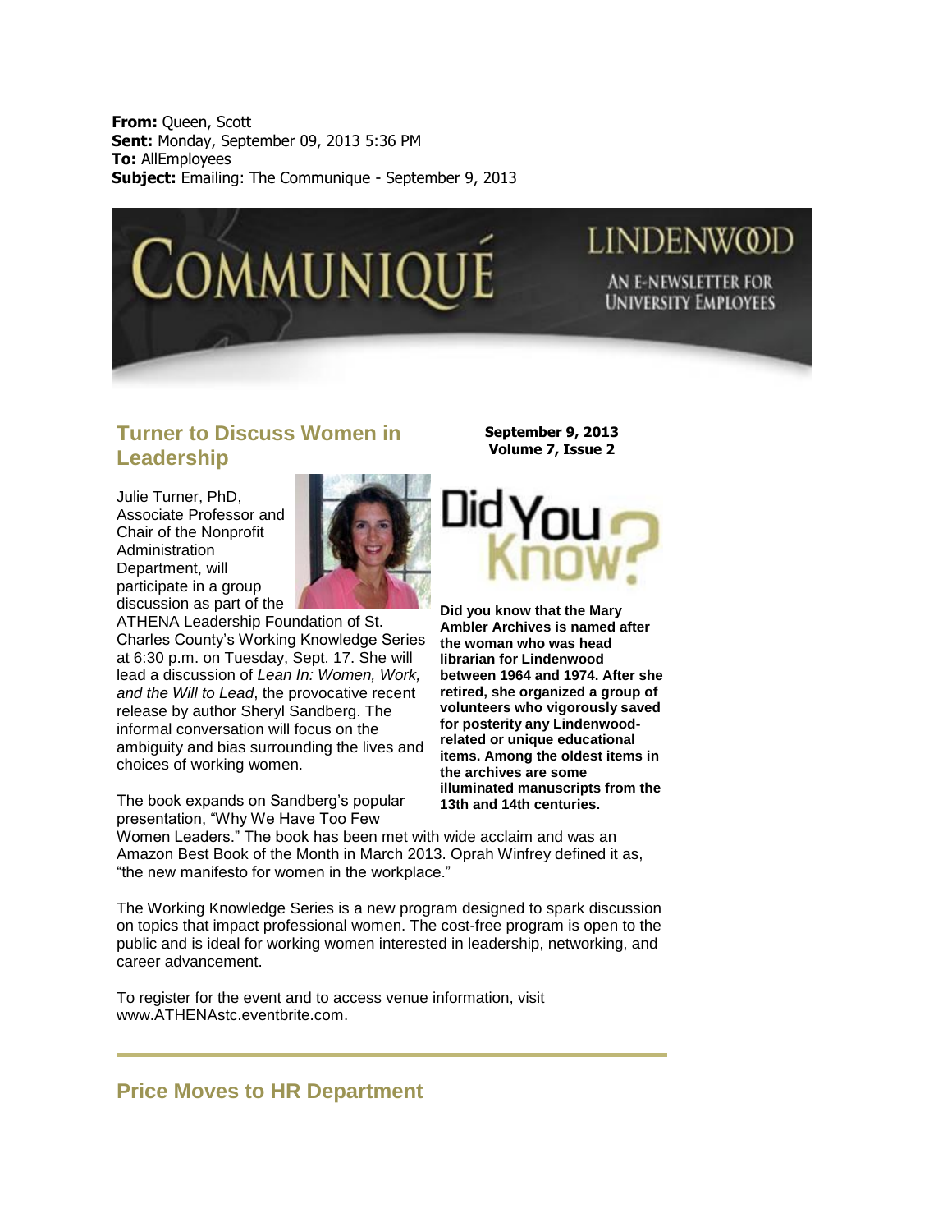**From:** Queen, Scott
**Sent:** Monday, September 09, 2013 5:36 PM
**To:** AllEmployees
**Subject:** Emailing: The Communique - September 9, 2013

# COMMUNIQUÉ

LINDENWOOD

AN E-NEWSLETTER FOR UNIVERSITY EMPLOYEES

**September 9, 2013**
**Volume 7, Issue 2**

## Turner to Discuss Women in Leadership

Julie Turner, PhD, Associate Professor and Chair of the Nonprofit Administration Department, will participate in a group discussion as part of the ATHENA Leadership Foundation of St. Charles County's Working Knowledge Series at 6:30 p.m. on Tuesday, Sept. 17. She will lead a discussion of *Lean In: Women, Work, and the Will to Lead*, the provocative recent release by author Sheryl Sandberg. The informal conversation will focus on the ambiguity and bias surrounding the lives and choices of working women.

The book expands on Sandberg's popular presentation, "Why We Have Too Few Women Leaders." The book has been met with wide acclaim and was an Amazon Best Book of the Month in March 2013. Oprah Winfrey defined it as, "the new manifesto for women in the workplace."

The Working Knowledge Series is a new program designed to spark discussion on topics that impact professional women. The cost-free program is open to the public and is ideal for working women interested in leadership, networking, and career advancement.

To register for the event and to access venue information, visit www.ATHENAstc.eventbrite.com.

## Did You Know?

**Did you know that the Mary Ambler Archives is named after the woman who was head librarian for Lindenwood between 1964 and 1974. After she retired, she organized a group of volunteers who vigorously saved for posterity any Lindenwood-related or unique educational items. Among the oldest items in the archives are some illuminated manuscripts from the 13th and 14th centuries.**

---

## Price Moves to HR Department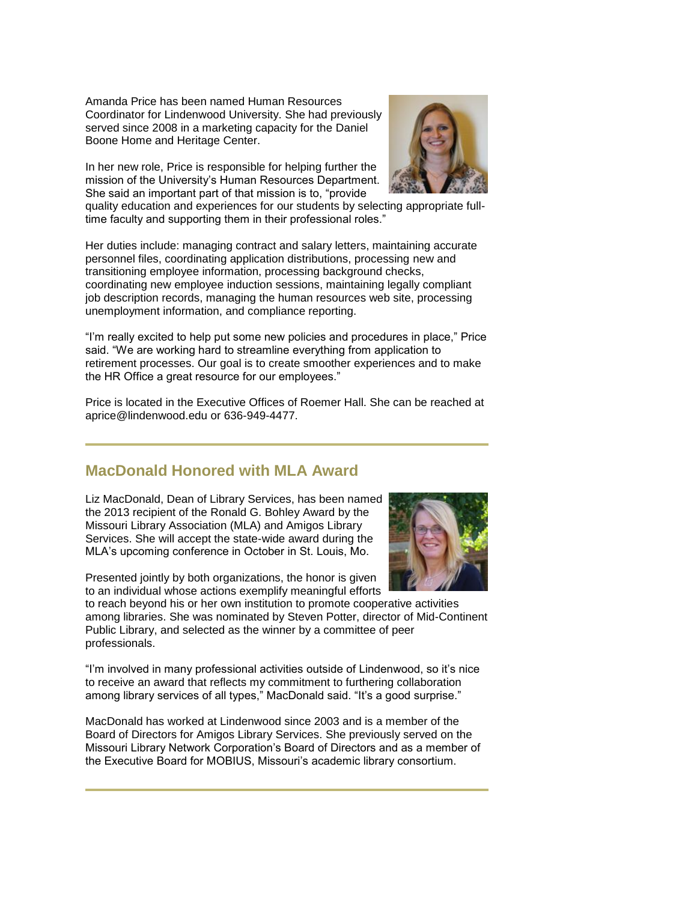Amanda Price has been named Human Resources Coordinator for Lindenwood University. She had previously served since 2008 in a marketing capacity for the Daniel Boone Home and Heritage Center.

In her new role, Price is responsible for helping further the mission of the University's Human Resources Department. She said an important part of that mission is to, "provide quality education and experiences for our students by selecting appropriate full-time faculty and supporting them in their professional roles."

Her duties include: managing contract and salary letters, maintaining accurate personnel files, coordinating application distributions, processing new and transitioning employee information, processing background checks, coordinating new employee induction sessions, maintaining legally compliant job description records, managing the human resources web site, processing unemployment information, and compliance reporting.

"I'm really excited to help put some new policies and procedures in place," Price said. "We are working hard to streamline everything from application to retirement processes. Our goal is to create smoother experiences and to make the HR Office a great resource for our employees."

Price is located in the Executive Offices of Roemer Hall. She can be reached at aprice@lindenwood.edu or 636-949-4477.

---

## MacDonald Honored with MLA Award

Liz MacDonald, Dean of Library Services, has been named the 2013 recipient of the Ronald G. Bohley Award by the Missouri Library Association (MLA) and Amigos Library Services. She will accept the state-wide award during the MLA's upcoming conference in October in St. Louis, Mo.

Presented jointly by both organizations, the honor is given to an individual whose actions exemplify meaningful efforts to reach beyond his or her own institution to promote cooperative activities among libraries. She was nominated by Steven Potter, director of Mid-Continent Public Library, and selected as the winner by a committee of peer professionals.

"I'm involved in many professional activities outside of Lindenwood, so it's nice to receive an award that reflects my commitment to furthering collaboration among library services of all types," MacDonald said. "It's a good surprise."

MacDonald has worked at Lindenwood since 2003 and is a member of the Board of Directors for Amigos Library Services. She previously served on the Missouri Library Network Corporation's Board of Directors and as a member of the Executive Board for MOBIUS, Missouri's academic library consortium.

---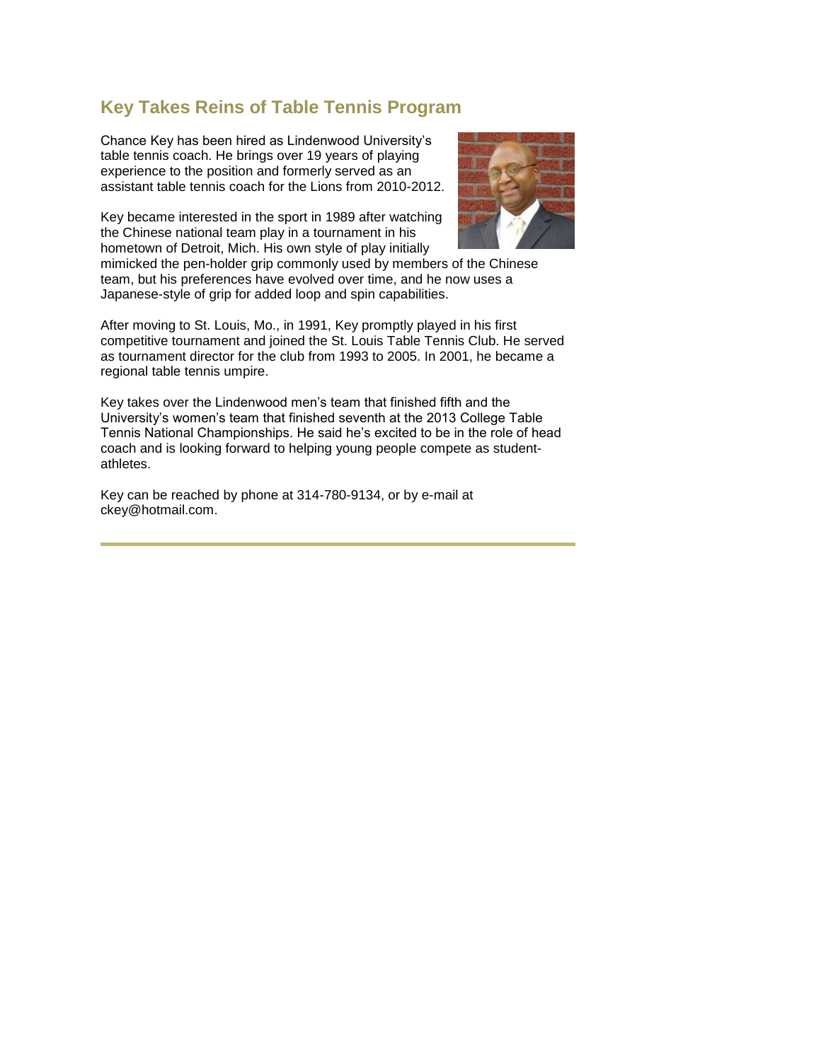## Key Takes Reins of Table Tennis Program

Chance Key has been hired as Lindenwood University's table tennis coach. He brings over 19 years of playing experience to the position and formerly served as an assistant table tennis coach for the Lions from 2010-2012.

Key became interested in the sport in 1989 after watching the Chinese national team play in a tournament in his hometown of Detroit, Mich. His own style of play initially mimicked the pen-holder grip commonly used by members of the Chinese team, but his preferences have evolved over time, and he now uses a Japanese-style of grip for added loop and spin capabilities.

After moving to St. Louis, Mo., in 1991, Key promptly played in his first competitive tournament and joined the St. Louis Table Tennis Club. He served as tournament director for the club from 1993 to 2005. In 2001, he became a regional table tennis umpire.

Key takes over the Lindenwood men's team that finished fifth and the University's women's team that finished seventh at the 2013 College Table Tennis National Championships. He said he's excited to be in the role of head coach and is looking forward to helping young people compete as student-athletes.

Key can be reached by phone at 314-780-9134, or by e-mail at ckey@hotmail.com.